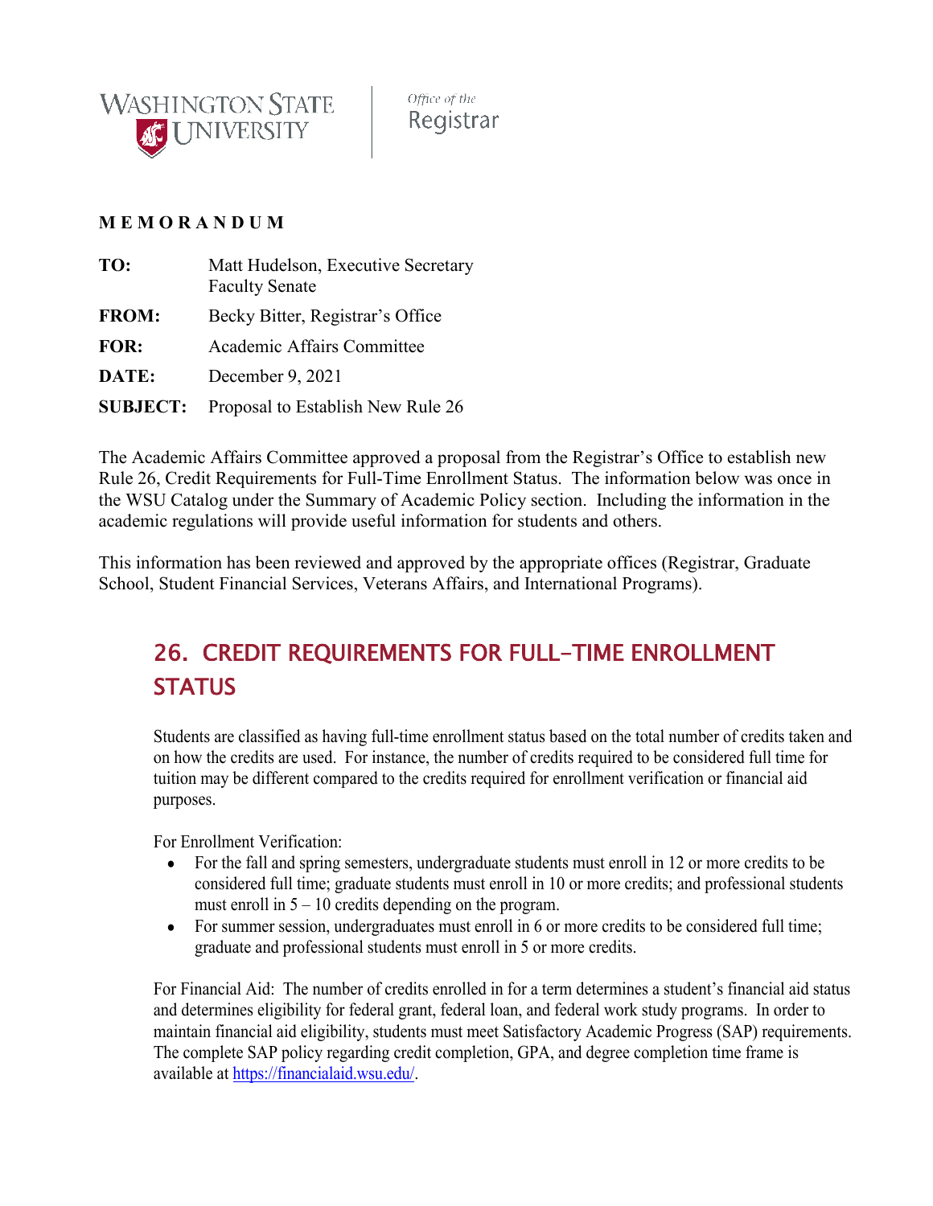WASHINGTON STATE UNIVERSITY | Office of the Registrar

**M E M O R A N D U M**

| | |
|---|---|
| **TO:** | Matt Hudelson, Executive Secretary<br>Faculty Senate |
| **FROM:** | Becky Bitter, Registrar's Office |
| **FOR:** | Academic Affairs Committee |
| **DATE:** | December 9, 2021 |
| **SUBJECT:** | Proposal to Establish New Rule 26 |

The Academic Affairs Committee approved a proposal from the Registrar's Office to establish new Rule 26, Credit Requirements for Full-Time Enrollment Status. The information below was once in the WSU Catalog under the Summary of Academic Policy section. Including the information in the academic regulations will provide useful information for students and others.

This information has been reviewed and approved by the appropriate offices (Registrar, Graduate School, Student Financial Services, Veterans Affairs, and International Programs).

## 26. CREDIT REQUIREMENTS FOR FULL-TIME ENROLLMENT STATUS

Students are classified as having full-time enrollment status based on the total number of credits taken and on how the credits are used. For instance, the number of credits required to be considered full time for tuition may be different compared to the credits required for enrollment verification or financial aid purposes.

For Enrollment Verification:

- For the fall and spring semesters, undergraduate students must enroll in 12 or more credits to be considered full time; graduate students must enroll in 10 or more credits; and professional students must enroll in 5 – 10 credits depending on the program.
- For summer session, undergraduates must enroll in 6 or more credits to be considered full time; graduate and professional students must enroll in 5 or more credits.

For Financial Aid: The number of credits enrolled in for a term determines a student's financial aid status and determines eligibility for federal grant, federal loan, and federal work study programs. In order to maintain financial aid eligibility, students must meet Satisfactory Academic Progress (SAP) requirements. The complete SAP policy regarding credit completion, GPA, and degree completion time frame is available at https://financialaid.wsu.edu/.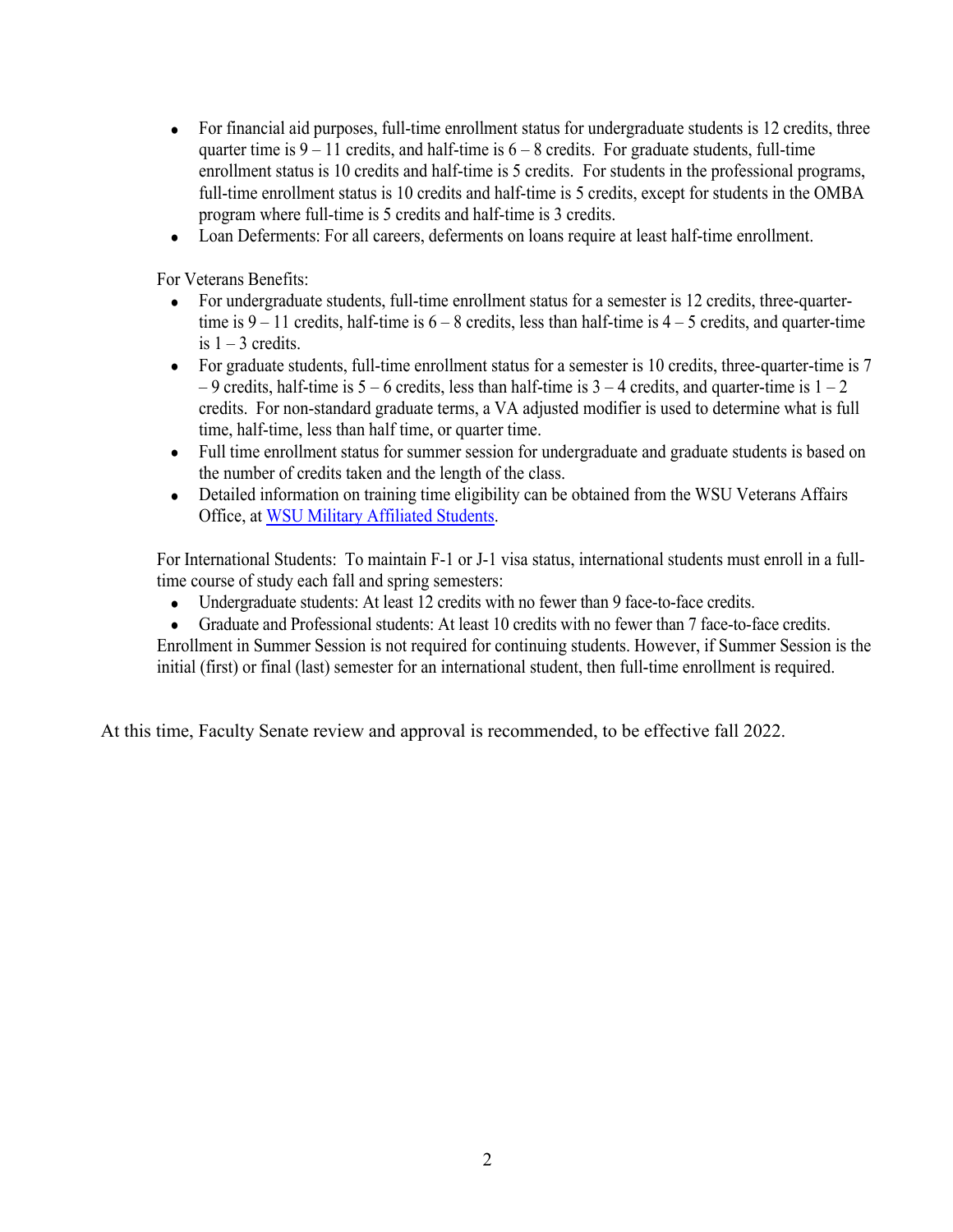- For financial aid purposes, full-time enrollment status for undergraduate students is 12 credits, three quarter time is 9 – 11 credits, and half-time is 6 – 8 credits. For graduate students, full-time enrollment status is 10 credits and half-time is 5 credits. For students in the professional programs, full-time enrollment status is 10 credits and half-time is 5 credits, except for students in the OMBA program where full-time is 5 credits and half-time is 3 credits.
- Loan Deferments: For all careers, deferments on loans require at least half-time enrollment.

For Veterans Benefits:

- For undergraduate students, full-time enrollment status for a semester is 12 credits, three-quarter-time is 9 – 11 credits, half-time is 6 – 8 credits, less than half-time is 4 – 5 credits, and quarter-time is 1 – 3 credits.
- For graduate students, full-time enrollment status for a semester is 10 credits, three-quarter-time is 7 – 9 credits, half-time is 5 – 6 credits, less than half-time is 3 – 4 credits, and quarter-time is 1 – 2 credits. For non-standard graduate terms, a VA adjusted modifier is used to determine what is full time, half-time, less than half time, or quarter time.
- Full time enrollment status for summer session for undergraduate and graduate students is based on the number of credits taken and the length of the class.
- Detailed information on training time eligibility can be obtained from the WSU Veterans Affairs Office, at WSU Military Affiliated Students.

For International Students: To maintain F-1 or J-1 visa status, international students must enroll in a full-time course of study each fall and spring semesters:

- Undergraduate students: At least 12 credits with no fewer than 9 face-to-face credits.
- Graduate and Professional students: At least 10 credits with no fewer than 7 face-to-face credits.

Enrollment in Summer Session is not required for continuing students. However, if Summer Session is the initial (first) or final (last) semester for an international student, then full-time enrollment is required.

At this time, Faculty Senate review and approval is recommended, to be effective fall 2022.